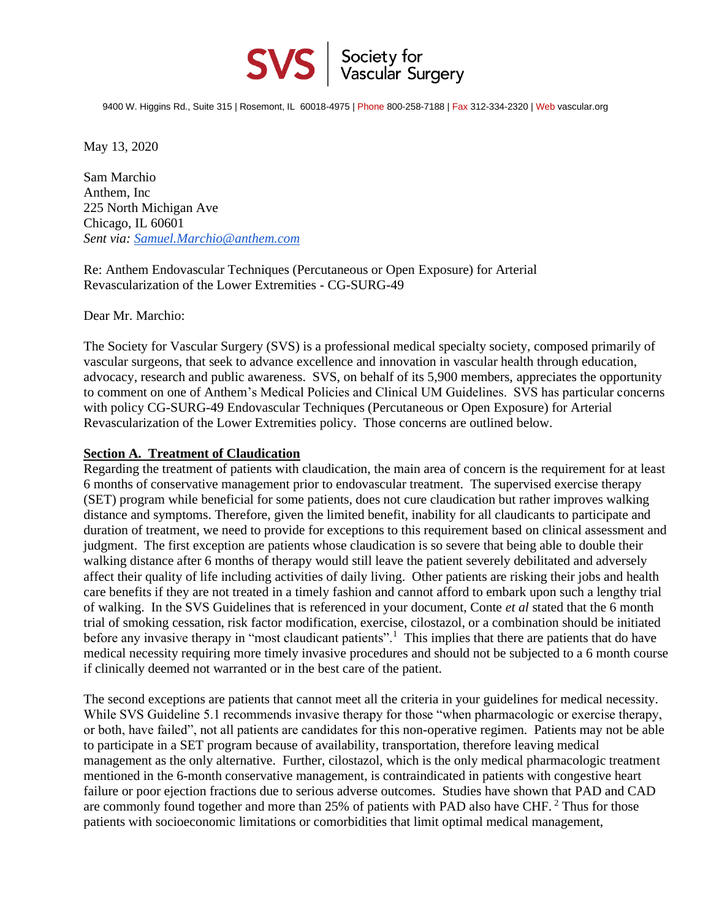**SVS** | Society for Vascular Surgery

9400 W. Higgins Rd., Suite 315 | Rosemont, IL 60018-4975 | Phone 800-258-7188 | Fax 312-334-2320 | Web vascular.org

May 13, 2020

Sam Marchio
Anthem, Inc
225 North Michigan Ave
Chicago, IL 60601
*Sent via: [Samuel.Marchio@anthem.com](mailto:Samuel.Marchio@anthem.com)*

Re: Anthem Endovascular Techniques (Percutaneous or Open Exposure) for Arterial Revascularization of the Lower Extremities - CG-SURG-49

Dear Mr. Marchio:

The Society for Vascular Surgery (SVS) is a professional medical specialty society, composed primarily of vascular surgeons, that seek to advance excellence and innovation in vascular health through education, advocacy, research and public awareness. SVS, on behalf of its 5,900 members, appreciates the opportunity to comment on one of Anthem's Medical Policies and Clinical UM Guidelines. SVS has particular concerns with policy CG-SURG-49 Endovascular Techniques (Percutaneous or Open Exposure) for Arterial Revascularization of the Lower Extremities policy. Those concerns are outlined below.

**Section A. Treatment of Claudication**

Regarding the treatment of patients with claudication, the main area of concern is the requirement for at least 6 months of conservative management prior to endovascular treatment. The supervised exercise therapy (SET) program while beneficial for some patients, does not cure claudication but rather improves walking distance and symptoms. Therefore, given the limited benefit, inability for all claudicants to participate and duration of treatment, we need to provide for exceptions to this requirement based on clinical assessment and judgment. The first exception are patients whose claudication is so severe that being able to double their walking distance after 6 months of therapy would still leave the patient severely debilitated and adversely affect their quality of life including activities of daily living. Other patients are risking their jobs and health care benefits if they are not treated in a timely fashion and cannot afford to embark upon such a lengthy trial of walking. In the SVS Guidelines that is referenced in your document, Conte *et al* stated that the 6 month trial of smoking cessation, risk factor modification, exercise, cilostazol, or a combination should be initiated before any invasive therapy in "most claudicant patients".[1] This implies that there are patients that do have medical necessity requiring more timely invasive procedures and should not be subjected to a 6 month course if clinically deemed not warranted or in the best care of the patient.

The second exceptions are patients that cannot meet all the criteria in your guidelines for medical necessity. While SVS Guideline 5.1 recommends invasive therapy for those "when pharmacologic or exercise therapy, or both, have failed", not all patients are candidates for this non-operative regimen. Patients may not be able to participate in a SET program because of availability, transportation, therefore leaving medical management as the only alternative. Further, cilostazol, which is the only medical pharmacologic treatment mentioned in the 6-month conservative management, is contraindicated in patients with congestive heart failure or poor ejection fractions due to serious adverse outcomes. Studies have shown that PAD and CAD are commonly found together and more than 25% of patients with PAD also have CHF.[2] Thus for those patients with socioeconomic limitations or comorbidities that limit optimal medical management,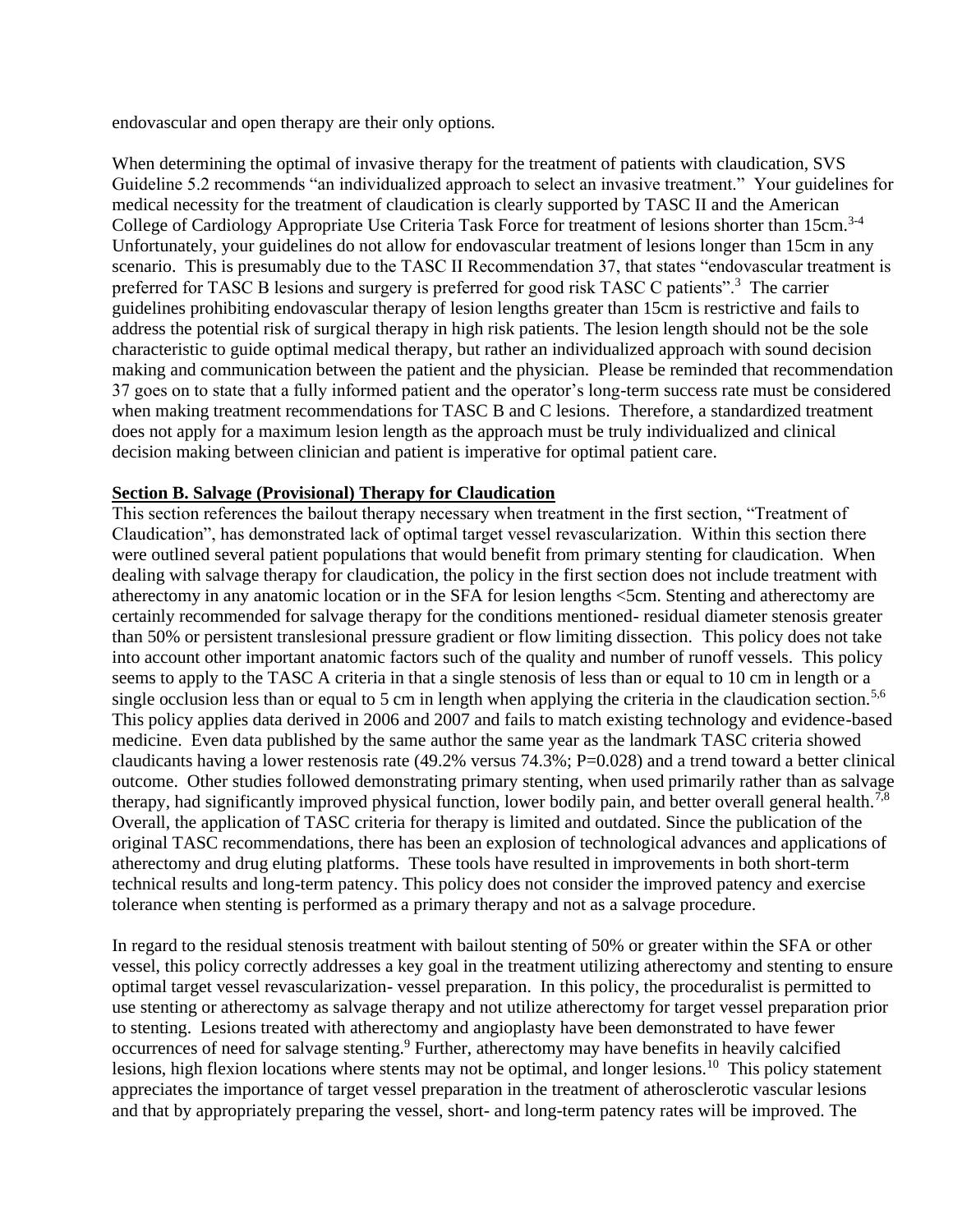endovascular and open therapy are their only options.

When determining the optimal of invasive therapy for the treatment of patients with claudication, SVS Guideline 5.2 recommends "an individualized approach to select an invasive treatment." Your guidelines for medical necessity for the treatment of claudication is clearly supported by TASC II and the American College of Cardiology Appropriate Use Criteria Task Force for treatment of lesions shorter than 15cm.[3-4] Unfortunately, your guidelines do not allow for endovascular treatment of lesions longer than 15cm in any scenario. This is presumably due to the TASC II Recommendation 37, that states "endovascular treatment is preferred for TASC B lesions and surgery is preferred for good risk TASC C patients".[3] The carrier guidelines prohibiting endovascular therapy of lesion lengths greater than 15cm is restrictive and fails to address the potential risk of surgical therapy in high risk patients. The lesion length should not be the sole characteristic to guide optimal medical therapy, but rather an individualized approach with sound decision making and communication between the patient and the physician. Please be reminded that recommendation 37 goes on to state that a fully informed patient and the operator's long-term success rate must be considered when making treatment recommendations for TASC B and C lesions. Therefore, a standardized treatment does not apply for a maximum lesion length as the approach must be truly individualized and clinical decision making between clinician and patient is imperative for optimal patient care.

**Section B. Salvage (Provisional) Therapy for Claudication**

This section references the bailout therapy necessary when treatment in the first section, "Treatment of Claudication", has demonstrated lack of optimal target vessel revascularization. Within this section there were outlined several patient populations that would benefit from primary stenting for claudication. When dealing with salvage therapy for claudication, the policy in the first section does not include treatment with atherectomy in any anatomic location or in the SFA for lesion lengths <5cm. Stenting and atherectomy are certainly recommended for salvage therapy for the conditions mentioned- residual diameter stenosis greater than 50% or persistent translesional pressure gradient or flow limiting dissection. This policy does not take into account other important anatomic factors such of the quality and number of runoff vessels. This policy seems to apply to the TASC A criteria in that a single stenosis of less than or equal to 10 cm in length or a single occlusion less than or equal to 5 cm in length when applying the criteria in the claudication section.[5,6] This policy applies data derived in 2006 and 2007 and fails to match existing technology and evidence-based medicine. Even data published by the same author the same year as the landmark TASC criteria showed claudicants having a lower restenosis rate (49.2% versus 74.3%; P=0.028) and a trend toward a better clinical outcome. Other studies followed demonstrating primary stenting, when used primarily rather than as salvage therapy, had significantly improved physical function, lower bodily pain, and better overall general health.[7,8] Overall, the application of TASC criteria for therapy is limited and outdated. Since the publication of the original TASC recommendations, there has been an explosion of technological advances and applications of atherectomy and drug eluting platforms. These tools have resulted in improvements in both short-term technical results and long-term patency. This policy does not consider the improved patency and exercise tolerance when stenting is performed as a primary therapy and not as a salvage procedure.

In regard to the residual stenosis treatment with bailout stenting of 50% or greater within the SFA or other vessel, this policy correctly addresses a key goal in the treatment utilizing atherectomy and stenting to ensure optimal target vessel revascularization- vessel preparation. In this policy, the proceduralist is permitted to use stenting or atherectomy as salvage therapy and not utilize atherectomy for target vessel preparation prior to stenting. Lesions treated with atherectomy and angioplasty have been demonstrated to have fewer occurrences of need for salvage stenting.[9] Further, atherectomy may have benefits in heavily calcified lesions, high flexion locations where stents may not be optimal, and longer lesions.[10] This policy statement appreciates the importance of target vessel preparation in the treatment of atherosclerotic vascular lesions and that by appropriately preparing the vessel, short- and long-term patency rates will be improved. The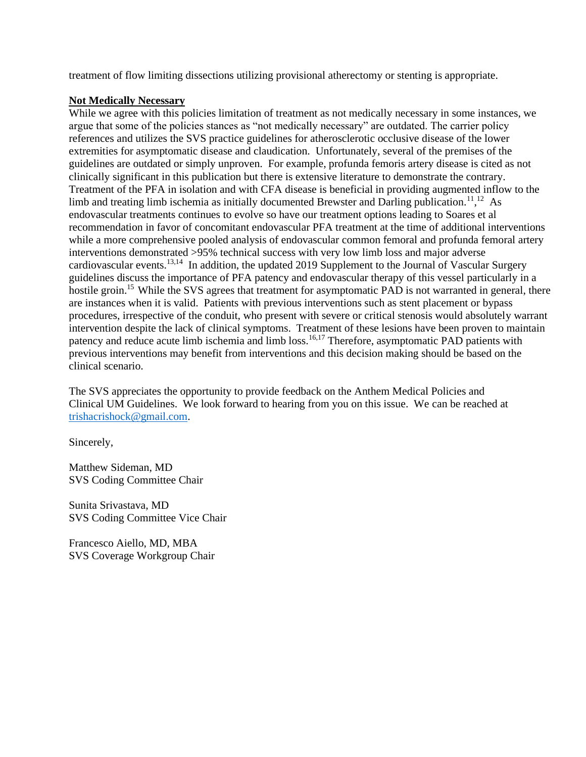treatment of flow limiting dissections utilizing provisional atherectomy or stenting is appropriate.

**Not Medically Necessary**

While we agree with this policies limitation of treatment as not medically necessary in some instances, we argue that some of the policies stances as "not medically necessary" are outdated. The carrier policy references and utilizes the SVS practice guidelines for atherosclerotic occlusive disease of the lower extremities for asymptomatic disease and claudication. Unfortunately, several of the premises of the guidelines are outdated or simply unproven. For example, profunda femoris artery disease is cited as not clinically significant in this publication but there is extensive literature to demonstrate the contrary. Treatment of the PFA in isolation and with CFA disease is beneficial in providing augmented inflow to the limb and treating limb ischemia as initially documented Brewster and Darling publication.[11],[12] As endovascular treatments continues to evolve so have our treatment options leading to Soares et al recommendation in favor of concomitant endovascular PFA treatment at the time of additional interventions while a more comprehensive pooled analysis of endovascular common femoral and profunda femoral artery interventions demonstrated >95% technical success with very low limb loss and major adverse cardiovascular events.[13,14] In addition, the updated 2019 Supplement to the Journal of Vascular Surgery guidelines discuss the importance of PFA patency and endovascular therapy of this vessel particularly in a hostile groin.[15] While the SVS agrees that treatment for asymptomatic PAD is not warranted in general, there are instances when it is valid. Patients with previous interventions such as stent placement or bypass procedures, irrespective of the conduit, who present with severe or critical stenosis would absolutely warrant intervention despite the lack of clinical symptoms. Treatment of these lesions have been proven to maintain patency and reduce acute limb ischemia and limb loss.[16,17] Therefore, asymptomatic PAD patients with previous interventions may benefit from interventions and this decision making should be based on the clinical scenario.

The SVS appreciates the opportunity to provide feedback on the Anthem Medical Policies and Clinical UM Guidelines. We look forward to hearing from you on this issue. We can be reached at trishacrishock@gmail.com.

Sincerely,

Matthew Sideman, MD
SVS Coding Committee Chair

Sunita Srivastava, MD
SVS Coding Committee Vice Chair

Francesco Aiello, MD, MBA
SVS Coverage Workgroup Chair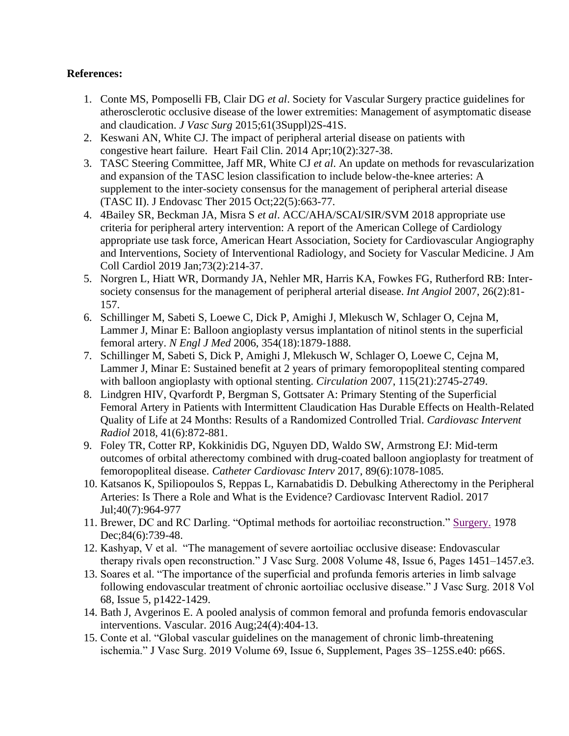**References:**

1. Conte MS, Pomposelli FB, Clair DG *et al*. Society for Vascular Surgery practice guidelines for atherosclerotic occlusive disease of the lower extremities: Management of asymptomatic disease and claudication. *J Vasc Surg* 2015;61(3Suppl)2S-41S.
2. Keswani AN, White CJ. The impact of peripheral arterial disease on patients with congestive heart failure. Heart Fail Clin. 2014 Apr;10(2):327-38.
3. TASC Steering Committee, Jaff MR, White CJ *et al*. An update on methods for revascularization and expansion of the TASC lesion classification to include below-the-knee arteries: A supplement to the inter-society consensus for the management of peripheral arterial disease (TASC II). J Endovasc Ther 2015 Oct;22(5):663-77.
4. 4Bailey SR, Beckman JA, Misra S *et al*. ACC/AHA/SCAI/SIR/SVM 2018 appropriate use criteria for peripheral artery intervention: A report of the American College of Cardiology appropriate use task force, American Heart Association, Society for Cardiovascular Angiography and Interventions, Society of Interventional Radiology, and Society for Vascular Medicine. J Am Coll Cardiol 2019 Jan;73(2):214-37.
5. Norgren L, Hiatt WR, Dormandy JA, Nehler MR, Harris KA, Fowkes FG, Rutherford RB: Inter-society consensus for the management of peripheral arterial disease. *Int Angiol* 2007, 26(2):81-157.
6. Schillinger M, Sabeti S, Loewe C, Dick P, Amighi J, Mlekusch W, Schlager O, Cejna M, Lammer J, Minar E: Balloon angioplasty versus implantation of nitinol stents in the superficial femoral artery. *N Engl J Med* 2006, 354(18):1879-1888.
7. Schillinger M, Sabeti S, Dick P, Amighi J, Mlekusch W, Schlager O, Loewe C, Cejna M, Lammer J, Minar E: Sustained benefit at 2 years of primary femoropopliteal stenting compared with balloon angioplasty with optional stenting. *Circulation* 2007, 115(21):2745-2749.
8. Lindgren HIV, Qvarfordt P, Bergman S, Gottsater A: Primary Stenting of the Superficial Femoral Artery in Patients with Intermittent Claudication Has Durable Effects on Health-Related Quality of Life at 24 Months: Results of a Randomized Controlled Trial. *Cardiovasc Intervent Radiol* 2018, 41(6):872-881.
9. Foley TR, Cotter RP, Kokkinidis DG, Nguyen DD, Waldo SW, Armstrong EJ: Mid-term outcomes of orbital atherectomy combined with drug-coated balloon angioplasty for treatment of femoropopliteal disease. *Catheter Cardiovasc Interv* 2017, 89(6):1078-1085.
10. Katsanos K, Spiliopoulos S, Reppas L, Karnabatidis D. Debulking Atherectomy in the Peripheral Arteries: Is There a Role and What is the Evidence? Cardiovasc Intervent Radiol. 2017 Jul;40(7):964-977
11. Brewer, DC and RC Darling. "Optimal methods for aortoiliac reconstruction." Surgery. 1978 Dec;84(6):739-48.
12. Kashyap, V et al. "The management of severe aortoiliac occlusive disease: Endovascular therapy rivals open reconstruction." J Vasc Surg. 2008 Volume 48, Issue 6, Pages 1451–1457.e3.
13. Soares et al. "The importance of the superficial and profunda femoris arteries in limb salvage following endovascular treatment of chronic aortoiliac occlusive disease." J Vasc Surg. 2018 Vol 68, Issue 5, p1422-1429.
14. Bath J, Avgerinos E. A pooled analysis of common femoral and profunda femoris endovascular interventions. Vascular. 2016 Aug;24(4):404-13.
15. Conte et al. "Global vascular guidelines on the management of chronic limb-threatening ischemia." J Vasc Surg. 2019 Volume 69, Issue 6, Supplement, Pages 3S–125S.e40: p66S.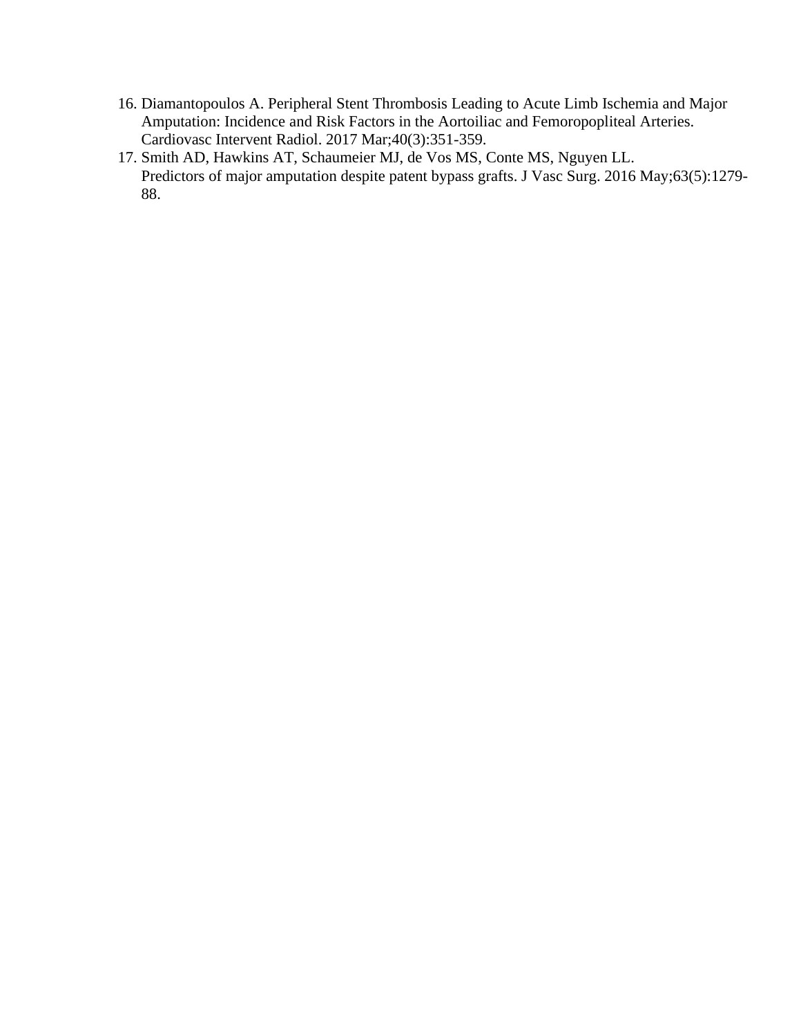16. Diamantopoulos A. Peripheral Stent Thrombosis Leading to Acute Limb Ischemia and Major Amputation: Incidence and Risk Factors in the Aortoiliac and Femoropopliteal Arteries. Cardiovasc Intervent Radiol. 2017 Mar;40(3):351-359.
17. Smith AD, Hawkins AT, Schaumeier MJ, de Vos MS, Conte MS, Nguyen LL. Predictors of major amputation despite patent bypass grafts. J Vasc Surg. 2016 May;63(5):1279-88.